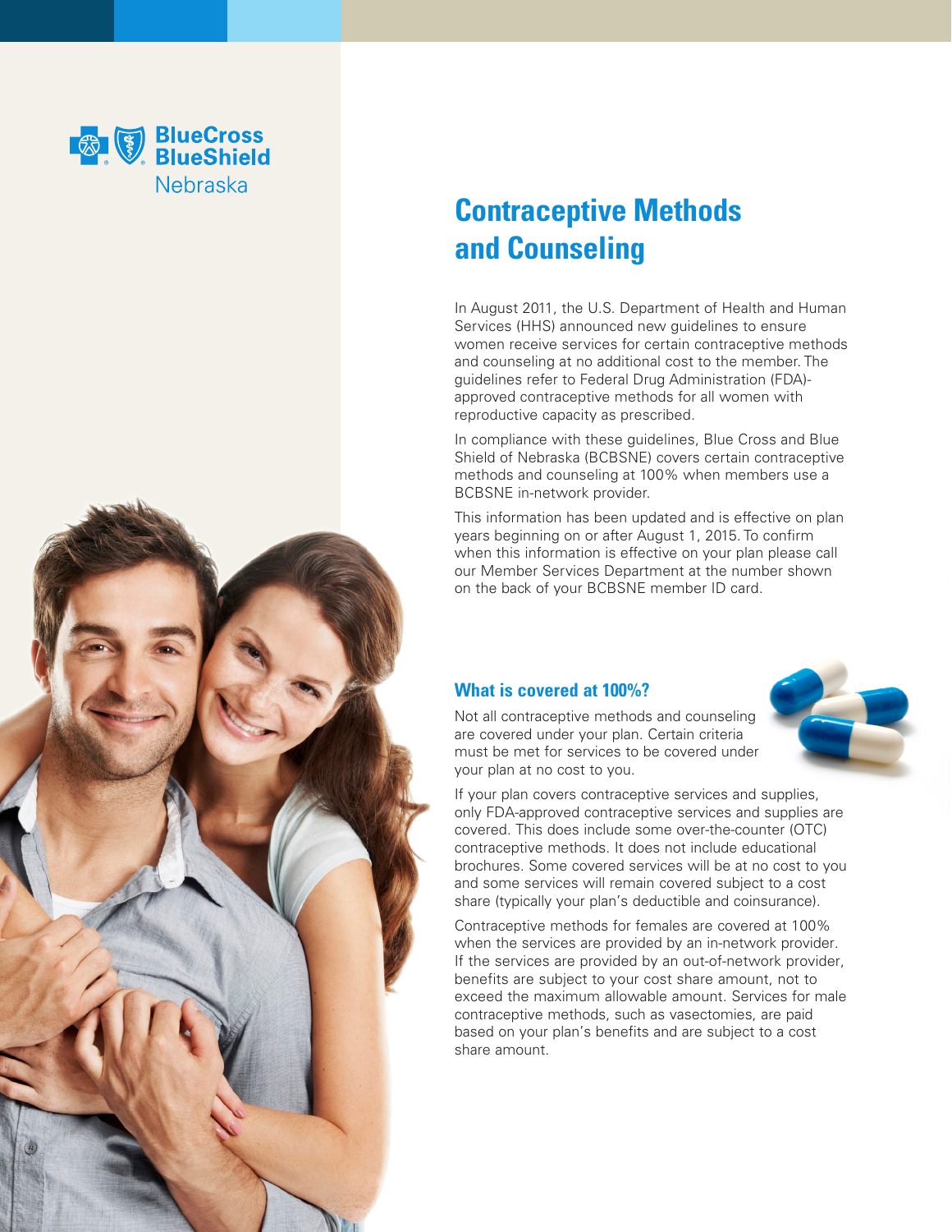BlueCross BlueShield Nebraska

# Contraceptive Methods and Counseling

In August 2011, the U.S. Department of Health and Human Services (HHS) announced new guidelines to ensure women receive services for certain contraceptive methods and counseling at no additional cost to the member. The guidelines refer to Federal Drug Administration (FDA)-approved contraceptive methods for all women with reproductive capacity as prescribed.

In compliance with these guidelines, Blue Cross and Blue Shield of Nebraska (BCBSNE) covers certain contraceptive methods and counseling at 100% when members use a BCBSNE in-network provider.

This information has been updated and is effective on plan years beginning on or after August 1, 2015. To confirm when this information is effective on your plan please call our Member Services Department at the number shown on the back of your BCBSNE member ID card.

## What is covered at 100%?

Not all contraceptive methods and counseling are covered under your plan. Certain criteria must be met for services to be covered under your plan at no cost to you.

If your plan covers contraceptive services and supplies, only FDA-approved contraceptive services and supplies are covered. This does include some over-the-counter (OTC) contraceptive methods. It does not include educational brochures. Some covered services will be at no cost to you and some services will remain covered subject to a cost share (typically your plan's deductible and coinsurance).

Contraceptive methods for females are covered at 100% when the services are provided by an in-network provider. If the services are provided by an out-of-network provider, benefits are subject to your cost share amount, not to exceed the maximum allowable amount. Services for male contraceptive methods, such as vasectomies, are paid based on your plan's benefits and are subject to a cost share amount.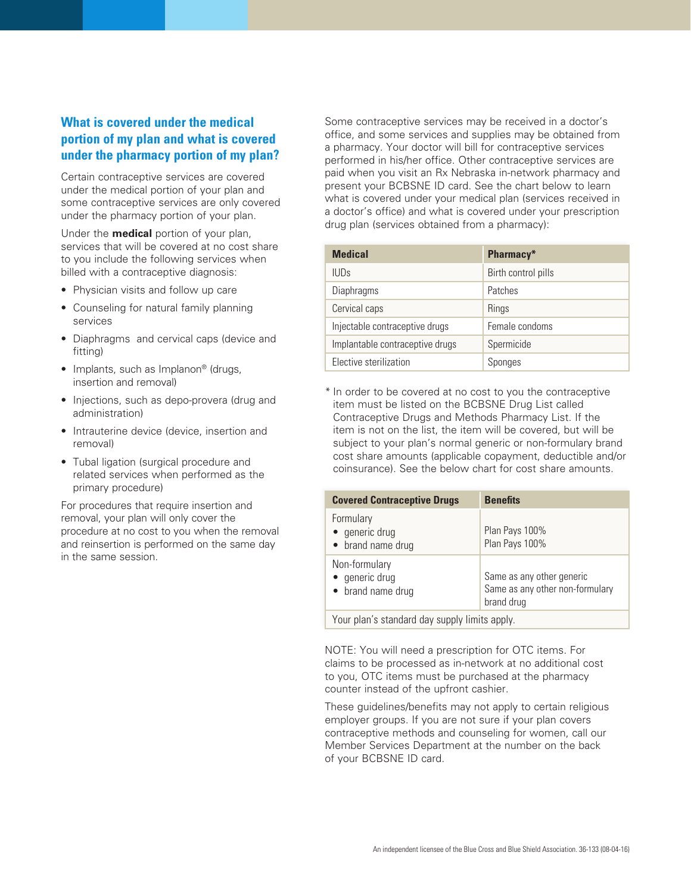## What is covered under the medical portion of my plan and what is covered under the pharmacy portion of my plan?

Certain contraceptive services are covered under the medical portion of your plan and some contraceptive services are only covered under the pharmacy portion of your plan.

Under the **medical** portion of your plan, services that will be covered at no cost share to you include the following services when billed with a contraceptive diagnosis:

- Physician visits and follow up care
- Counseling for natural family planning services
- Diaphragms and cervical caps (device and fitting)
- Implants, such as Implanon® (drugs, insertion and removal)
- Injections, such as depo-provera (drug and administration)
- Intrauterine device (device, insertion and removal)
- Tubal ligation (surgical procedure and related services when performed as the primary procedure)

For procedures that require insertion and removal, your plan will only cover the procedure at no cost to you when the removal and reinsertion is performed on the same day in the same session.

Some contraceptive services may be received in a doctor's office, and some services and supplies may be obtained from a pharmacy. Your doctor will bill for contraceptive services performed in his/her office. Other contraceptive services are paid when you visit an Rx Nebraska in-network pharmacy and present your BCBSNE ID card. See the chart below to learn what is covered under your medical plan (services received in a doctor's office) and what is covered under your prescription drug plan (services obtained from a pharmacy):

| Medical | Pharmacy* |
|---|---|
| IUDs | Birth control pills |
| Diaphragms | Patches |
| Cervical caps | Rings |
| Injectable contraceptive drugs | Female condoms |
| Implantable contraceptive drugs | Spermicide |
| Elective sterilization | Sponges |

* In order to be covered at no cost to you the contraceptive item must be listed on the BCBSNE Drug List called Contraceptive Drugs and Methods Pharmacy List. If the item is not on the list, the item will be covered, but will be subject to your plan's normal generic or non-formulary brand cost share amounts (applicable copayment, deductible and/or coinsurance). See the below chart for cost share amounts.

| Covered Contraceptive Drugs | Benefits |
|---|---|
| Formulary<br>• generic drug<br>• brand name drug | <br>Plan Pays 100%<br>Plan Pays 100% |
| Non-formulary<br>• generic drug<br>• brand name drug | <br>Same as any other generic<br>Same as any other non-formulary brand drug |
| Your plan's standard day supply limits apply. | |

NOTE: You will need a prescription for OTC items. For claims to be processed as in-network at no additional cost to you, OTC items must be purchased at the pharmacy counter instead of the upfront cashier.

These guidelines/benefits may not apply to certain religious employer groups. If you are not sure if your plan covers contraceptive methods and counseling for women, call our Member Services Department at the number on the back of your BCBSNE ID card.

An independent licensee of the Blue Cross and Blue Shield Association. 36-133 (08-04-16)